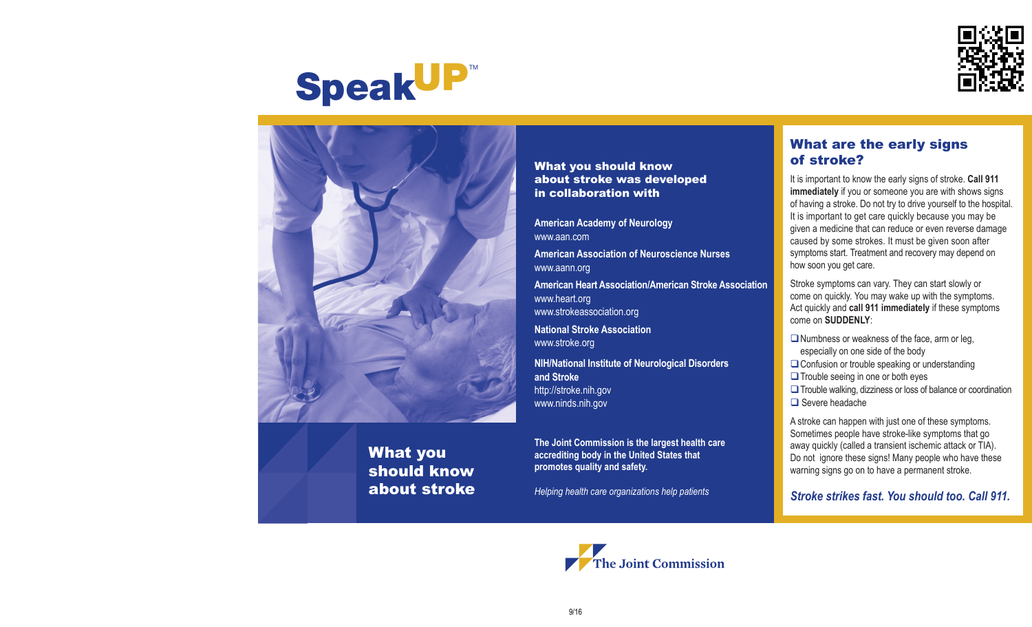# Speak UP™

## What you should know about stroke

**What you should know about stroke was developed in collaboration with**

**American Academy of Neurology**
www.aan.com

**American Association of Neuroscience Nurses**
www.aann.org

**American Heart Association/American Stroke Association**
www.heart.org
www.strokeassociation.org

**National Stroke Association**
www.stroke.org

**NIH/National Institute of Neurological Disorders and Stroke**
http://stroke.nih.gov
www.ninds.nih.gov

**The Joint Commission is the largest health care accrediting body in the United States that promotes quality and safety.**

*Helping health care organizations help patients*

## What are the early signs of stroke?

It is important to know the early signs of stroke. **Call 911 immediately** if you or someone you are with shows signs of having a stroke. Do not try to drive yourself to the hospital. It is important to get care quickly because you may be given a medicine that can reduce or even reverse damage caused by some strokes. It must be given soon after symptoms start. Treatment and recovery may depend on how soon you get care.

Stroke symptoms can vary. They can start slowly or come on quickly. You may wake up with the symptoms. Act quickly and **call 911 immediately** if these symptoms come on **SUDDENLY**:

- ❑ Numbness or weakness of the face, arm or leg, especially on one side of the body
- ❑ Confusion or trouble speaking or understanding
- ❑ Trouble seeing in one or both eyes
- ❑ Trouble walking, dizziness or loss of balance or coordination
- ❑ Severe headache

A stroke can happen with just one of these symptoms. Sometimes people have stroke-like symptoms that go away quickly (called a transient ischemic attack or TIA). Do not ignore these signs! Many people who have these warning signs go on to have a permanent stroke.

***Stroke strikes fast. You should too. Call 911.***

The Joint Commission

9/16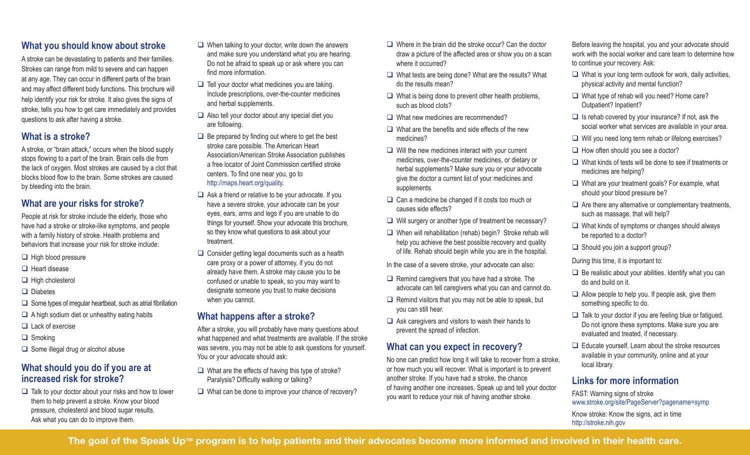## What you should know about stroke

A stroke can be devastating to patients and their families. Strokes can range from mild to severe and can happen at any age. They can occur in different parts of the brain and may affect different body functions. This brochure will help identify your risk for stroke. It also gives the signs of stroke, tells you how to get care immediately and provides questions to ask after having a stroke.

## What is a stroke?

A stroke, or "brain attack," occurs when the blood supply stops flowing to a part of the brain. Brain cells die from the lack of oxygen. Most strokes are caused by a clot that blocks blood flow to the brain. Some strokes are caused by bleeding into the brain.

## What are your risks for stroke?

People at risk for stroke include the elderly, those who have had a stroke or stroke-like symptoms, and people with a family history of stroke. Health problems and behaviors that increase your risk for stroke include:

- ❑ High blood pressure
- ❑ Heart disease
- ❑ High cholesterol
- ❑ Diabetes
- ❑ Some types of irregular heartbeat, such as atrial fibrillation
- ❑ A high sodium diet or unhealthy eating habits
- ❑ Lack of exercise
- ❑ Smoking
- ❑ Some illegal drug or alcohol abuse

## What should you do if you are at increased risk for stroke?

- ❑ Talk to your doctor about your risks and how to lower them to help prevent a stroke. Know your blood pressure, cholesterol and blood sugar results. Ask what you can do to improve them.
- ❑ When talking to your doctor, write down the answers and make sure you understand what you are hearing. Do not be afraid to speak up or ask where you can find more information.
- ❑ Tell your doctor what medicines you are taking. Include prescriptions, over-the-counter medicines and herbal supplements.
- ❑ Also tell your doctor about any special diet you are following.
- ❑ Be prepared by finding out where to get the best stroke care possible. The American Heart Association/American Stroke Association publishes a free locator of Joint Commission certified stroke centers. To find one near you, go to http://maps.heart.org/quality.
- ❑ Ask a friend or relative to be your advocate. If you have a severe stroke, your advocate can be your eyes, ears, arms and legs if you are unable to do things for yourself. Show your advocate this brochure, so they know what questions to ask about your treatment.
- ❑ Consider getting legal documents such as a health care proxy or a power of attorney, if you do not already have them. A stroke may cause you to be confused or unable to speak, so you may want to designate someone you trust to make decisions when you cannot.

## What happens after a stroke?

After a stroke, you will probably have many questions about what happened and what treatments are available. If the stroke was severe, you may not be able to ask questions for yourself. You or your advocate should ask:

- ❑ What are the effects of having this type of stroke? Paralysis? Difficulty walking or talking?
- ❑ What can be done to improve your chance of recovery?
- ❑ Where in the brain did the stroke occur? Can the doctor draw a picture of the affected area or show you on a scan where it occurred?
- ❑ What tests are being done? What are the results? What do the results mean?
- ❑ What is being done to prevent other health problems, such as blood clots?
- ❑ What new medicines are recommended?
- ❑ What are the benefits and side effects of the new medicines?
- ❑ Will the new medicines interact with your current medicines, over-the-counter medicines, or dietary or herbal supplements? Make sure you or your advocate give the doctor a current list of your medicines and supplements.
- ❑ Can a medicine be changed if it costs too much or causes side effects?
- ❑ Will surgery or another type of treatment be necessary?
- ❑ When will rehabilitation (rehab) begin? Stroke rehab will help you achieve the best possible recovery and quality of life. Rehab should begin while you are in the hospital.

In the case of a severe stroke, your advocate can also:

- ❑ Remind caregivers that you have had a stroke. The advocate can tell caregivers what you can and cannot do.
- ❑ Remind visitors that you may not be able to speak, but you can still hear.
- ❑ Ask caregivers and visitors to wash their hands to prevent the spread of infection.

## What can you expect in recovery?

No one can predict how long it will take to recover from a stroke, or how much you will recover. What is important is to prevent another stroke. If you have had a stroke, the chance of having another one increases. Speak up and tell your doctor you want to reduce your risk of having another stroke.

Before leaving the hospital, you and your advocate should work with the social worker and care team to determine how to continue your recovery. Ask:

- ❑ What is your long term outlook for work, daily activities, physical activity and mental function?
- ❑ What type of rehab will you need? Home care? Outpatient? Inpatient?
- ❑ Is rehab covered by your insurance? If not, ask the social worker what services are available in your area.
- ❑ Will you need long term rehab or lifelong exercises?
- ❑ How often should you see a doctor?
- ❑ What kinds of tests will be done to see if treatments or medicines are helping?
- ❑ What are your treatment goals? For example, what should your blood pressure be?
- ❑ Are there any alternative or complementary treatments, such as massage, that will help?
- ❑ What kinds of symptoms or changes should always be reported to a doctor?
- ❑ Should you join a support group?

During this time, it is important to:

- ❑ Be realistic about your abilities. Identify what you can do and build on it.
- ❑ Allow people to help you. If people ask, give them something specific to do.
- ❑ Talk to your doctor if you are feeling blue or fatigued. Do not ignore these symptoms. Make sure you are evaluated and treated, if necessary.
- ❑ Educate yourself. Learn about the stroke resources available in your community, online and at your local library.

## Links for more information

FAST: Warning signs of stroke
www.stroke.org/site/PageServer?pagename=symp

Know stroke: Know the signs, act in time
http://stroke.nih.gov

**The goal of the Speak Up™ program is to help patients and their advocates become more informed and involved in their health care.**